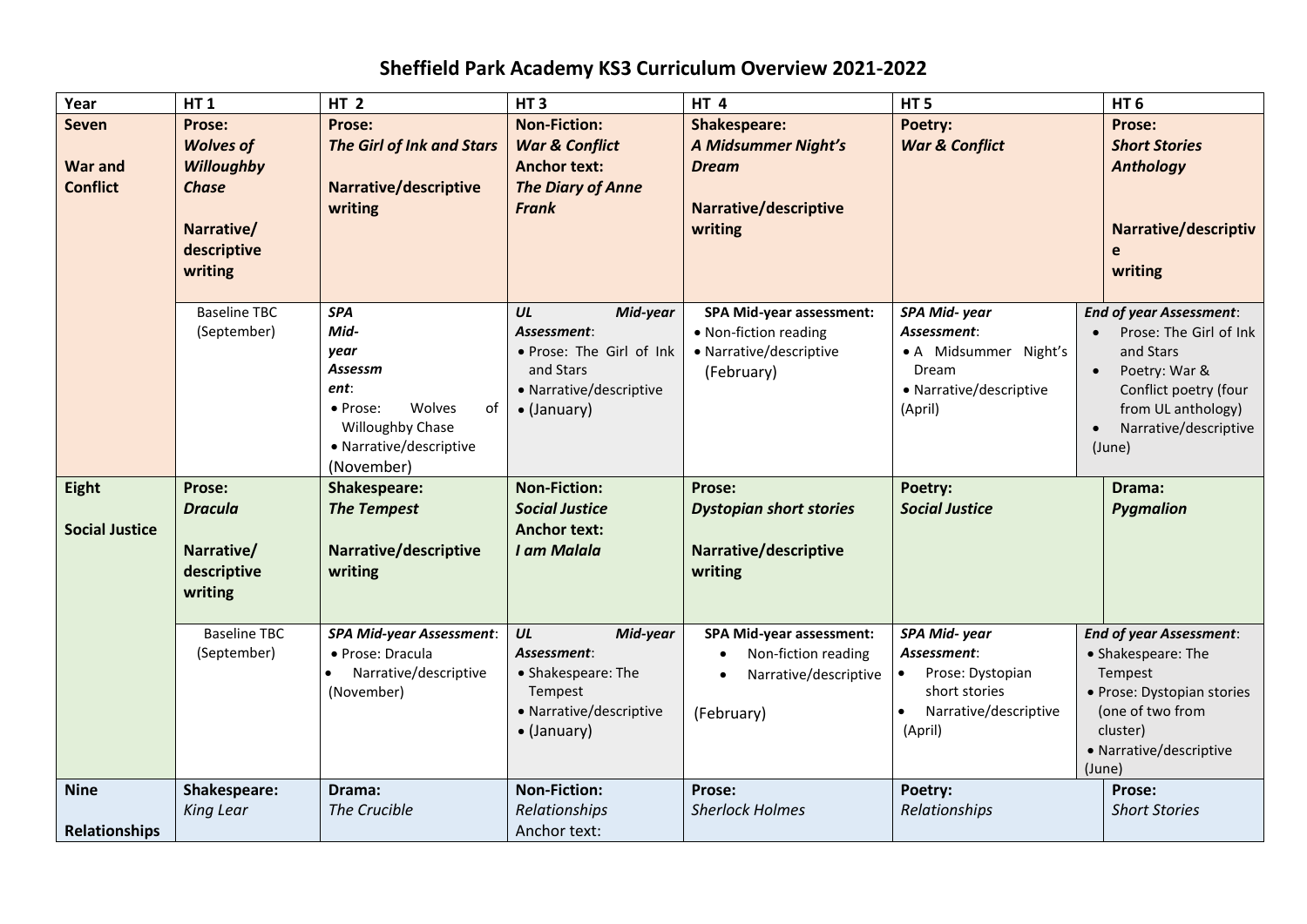# Sheffield Park Academy KS3 Curriculum Overview 2021-2022

| Year | HT 1 | HT 2 | HT 3 | HT 4 | HT 5 | HT 6 |
|---|---|---|---|---|---|---|
| **Seven**<br><br>**War and Conflict** | **Prose:**<br>***Wolves of Willoughby Chase***<br><br>**Narrative/ descriptive writing** | **Prose:**<br>***The Girl of Ink and Stars***<br><br>**Narrative/descriptive writing** | **Non-Fiction:**<br>***War & Conflict***<br>**Anchor text:**<br>***The Diary of Anne Frank*** | **Shakespeare:**<br>***A Midsummer Night's Dream***<br><br>**Narrative/descriptive writing** | **Poetry:**<br>***War & Conflict*** | **Prose:**<br>***Short Stories Anthology***<br><br>**Narrative/descriptive writing** |
| | Baseline TBC (September) | ***SPA Mid-year Assessment***:<br>• Prose: Wolves of Willoughby Chase<br>• Narrative/descriptive<br>(November) | ***UL Mid-year Assessment***:<br>• Prose: The Girl of Ink and Stars<br>• Narrative/descriptive<br>• (January) | **SPA Mid-year assessment:**<br>• Non-fiction reading<br>• Narrative/descriptive<br>(February) | ***SPA Mid- year Assessment***:<br>• A Midsummer Night's Dream<br>• Narrative/descriptive<br>(April) | ***End of year Assessment***:<br>• Prose: The Girl of Ink and Stars<br>• Poetry: War & Conflict poetry (four from UL anthology)<br>• Narrative/descriptive<br>(June) |
| **Eight**<br><br>**Social Justice** | **Prose:**<br>***Dracula***<br><br>**Narrative/ descriptive writing** | **Shakespeare:**<br>***The Tempest***<br><br>**Narrative/descriptive writing** | **Non-Fiction:**<br>***Social Justice***<br>**Anchor text:**<br>***I am Malala*** | **Prose:**<br>***Dystopian short stories***<br><br>**Narrative/descriptive writing** | **Poetry:**<br>***Social Justice*** | **Drama:**<br>***Pygmalion*** |
| | Baseline TBC (September) | ***SPA Mid-year Assessment***:<br>• Prose: Dracula<br>• Narrative/descriptive<br>(November) | ***UL Mid-year Assessment***:<br>• Shakespeare: The Tempest<br>• Narrative/descriptive<br>• (January) | **SPA Mid-year assessment:**<br>• Non-fiction reading<br>• Narrative/descriptive<br><br>(February) | ***SPA Mid- year Assessment***:<br>• Prose: Dystopian short stories<br>• Narrative/descriptive<br>(April) | ***End of year Assessment***:<br>• Shakespeare: The Tempest<br>• Prose: Dystopian stories (one of two from cluster)<br>• Narrative/descriptive<br>(June) |
| **Nine**<br><br>**Relationships** | **Shakespeare:**<br>*King Lear* | **Drama:**<br>*The Crucible* | **Non-Fiction:**<br>*Relationships*<br>Anchor text: | **Prose:**<br>*Sherlock Holmes* | **Poetry:**<br>*Relationships* | **Prose:**<br>*Short Stories* |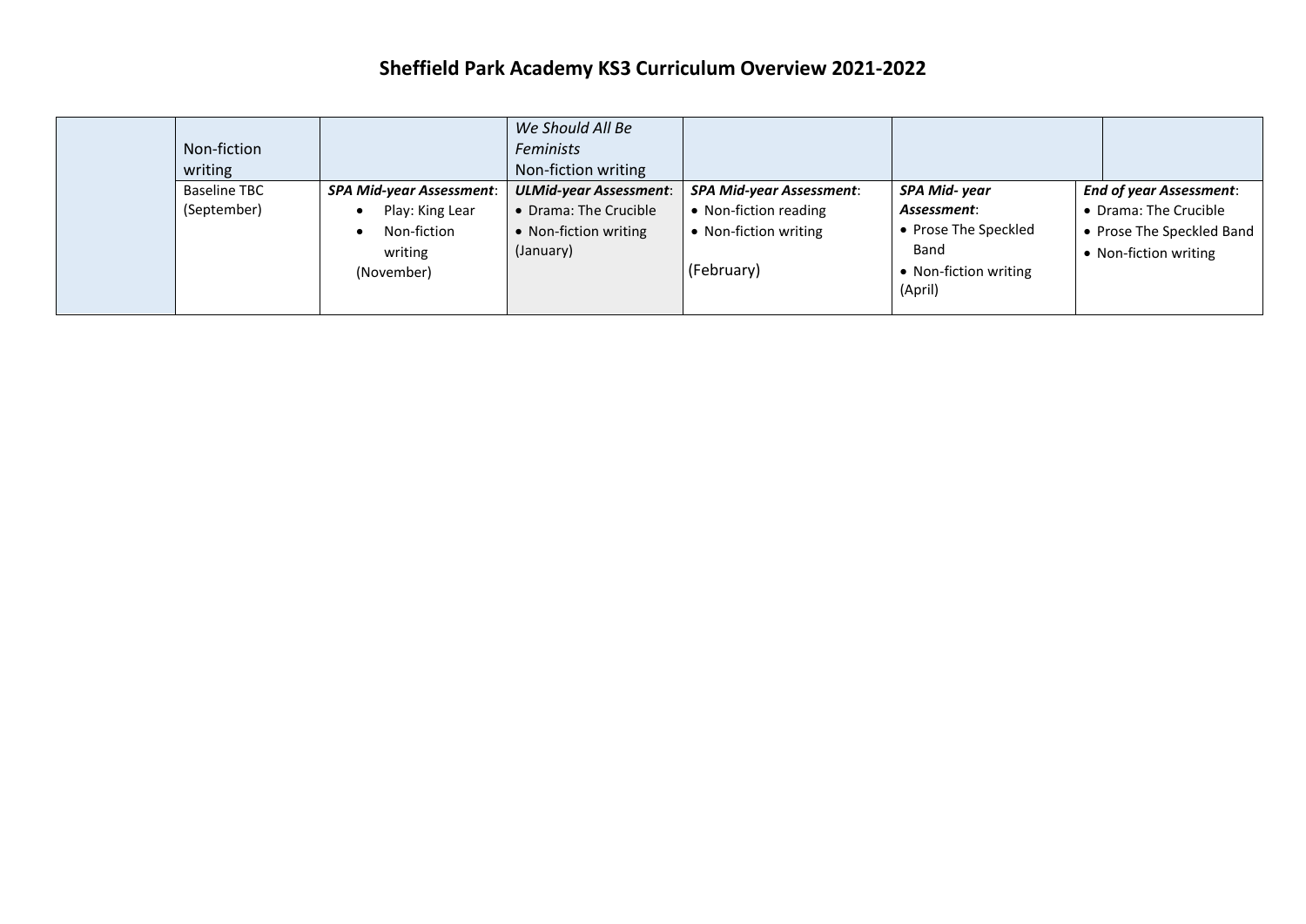# Sheffield Park Academy KS3 Curriculum Overview 2021-2022

| | | | | | | | |
|---|---|---|---|---|---|---|---|
| | Non-fiction writing | | *We Should All Be Feminists*<br>Non-fiction writing | | | | |
| | Baseline TBC (September) | ***SPA Mid-year Assessment***:<br>• Play: King Lear<br>• Non-fiction writing<br>(November) | ***ULMid-year Assessment***:<br>• Drama: The Crucible<br>• Non-fiction writing<br>(January) | ***SPA Mid-year Assessment***:<br>• Non-fiction reading<br>• Non-fiction writing<br>(February) | ***SPA Mid- year Assessment***:<br>• Prose The Speckled Band<br>• Non-fiction writing<br>(April) | ***End of year Assessment***:<br>• Drama: The Crucible<br>• Prose The Speckled Band<br>• Non-fiction writing | |